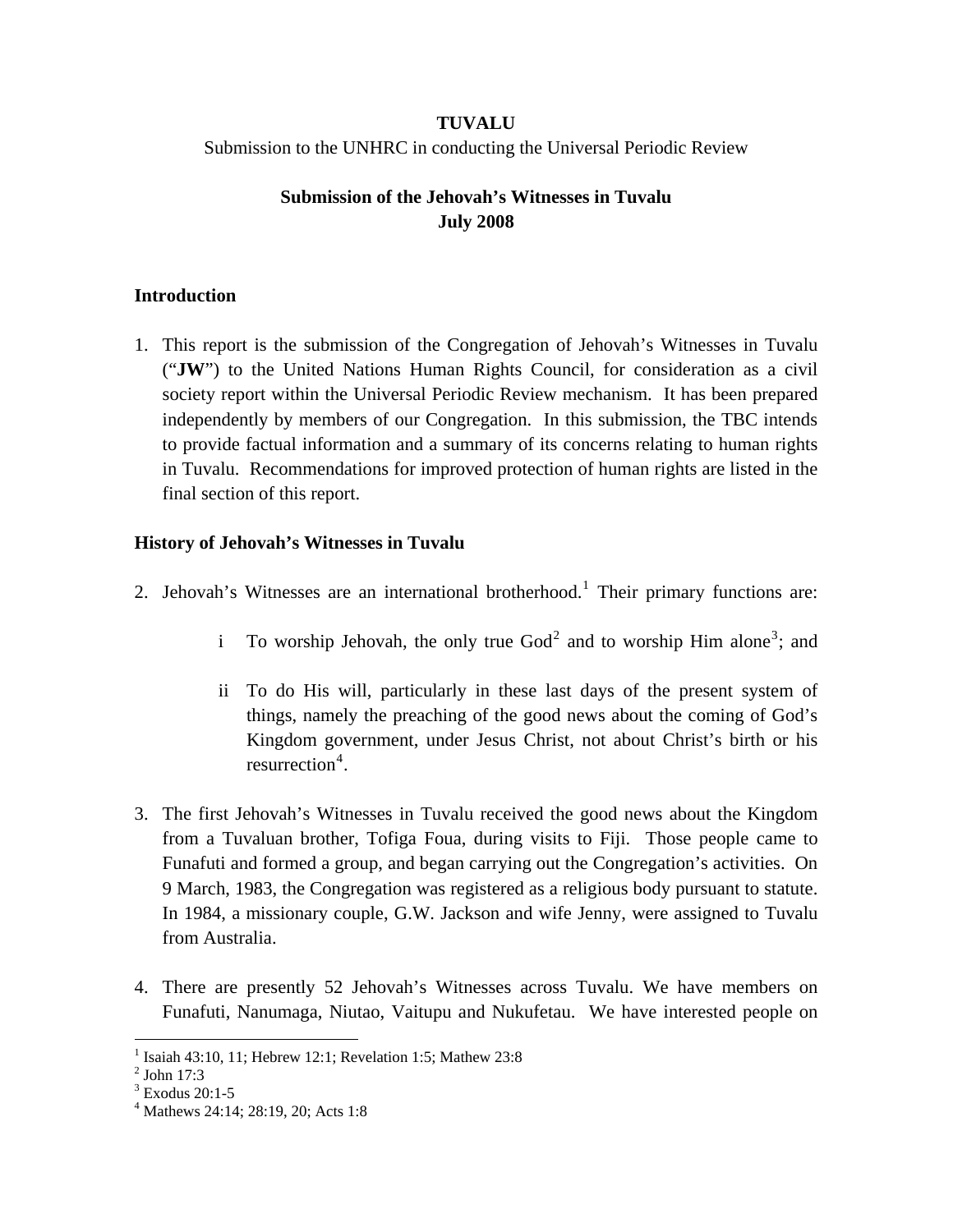**TUVALU**

Submission to the UNHRC in conducting the Universal Periodic Review

**Submission of the Jehovah's Witnesses in Tuvalu**
**July 2008**

## Introduction

1. This report is the submission of the Congregation of Jehovah's Witnesses in Tuvalu ("**JW**") to the United Nations Human Rights Council, for consideration as a civil society report within the Universal Periodic Review mechanism. It has been prepared independently by members of our Congregation. In this submission, the TBC intends to provide factual information and a summary of its concerns relating to human rights in Tuvalu. Recommendations for improved protection of human rights are listed in the final section of this report.

## History of Jehovah's Witnesses in Tuvalu

2. Jehovah's Witnesses are an international brotherhood.[1] Their primary functions are:

   i To worship Jehovah, the only true God[2] and to worship Him alone[3]; and

   ii To do His will, particularly in these last days of the present system of things, namely the preaching of the good news about the coming of God's Kingdom government, under Jesus Christ, not about Christ's birth or his resurrection[4].

3. The first Jehovah's Witnesses in Tuvalu received the good news about the Kingdom from a Tuvaluan brother, Tofiga Foua, during visits to Fiji. Those people came to Funafuti and formed a group, and began carrying out the Congregation's activities. On 9 March, 1983, the Congregation was registered as a religious body pursuant to statute. In 1984, a missionary couple, G.W. Jackson and wife Jenny, were assigned to Tuvalu from Australia.

4. There are presently 52 Jehovah's Witnesses across Tuvalu. We have members on Funafuti, Nanumaga, Niutao, Vaitupu and Nukufetau. We have interested people on

---

[1] Isaiah 43:10, 11; Hebrew 12:1; Revelation 1:5; Mathew 23:8

[2] John 17:3

[3] Exodus 20:1-5

[4] Mathews 24:14; 28:19, 20; Acts 1:8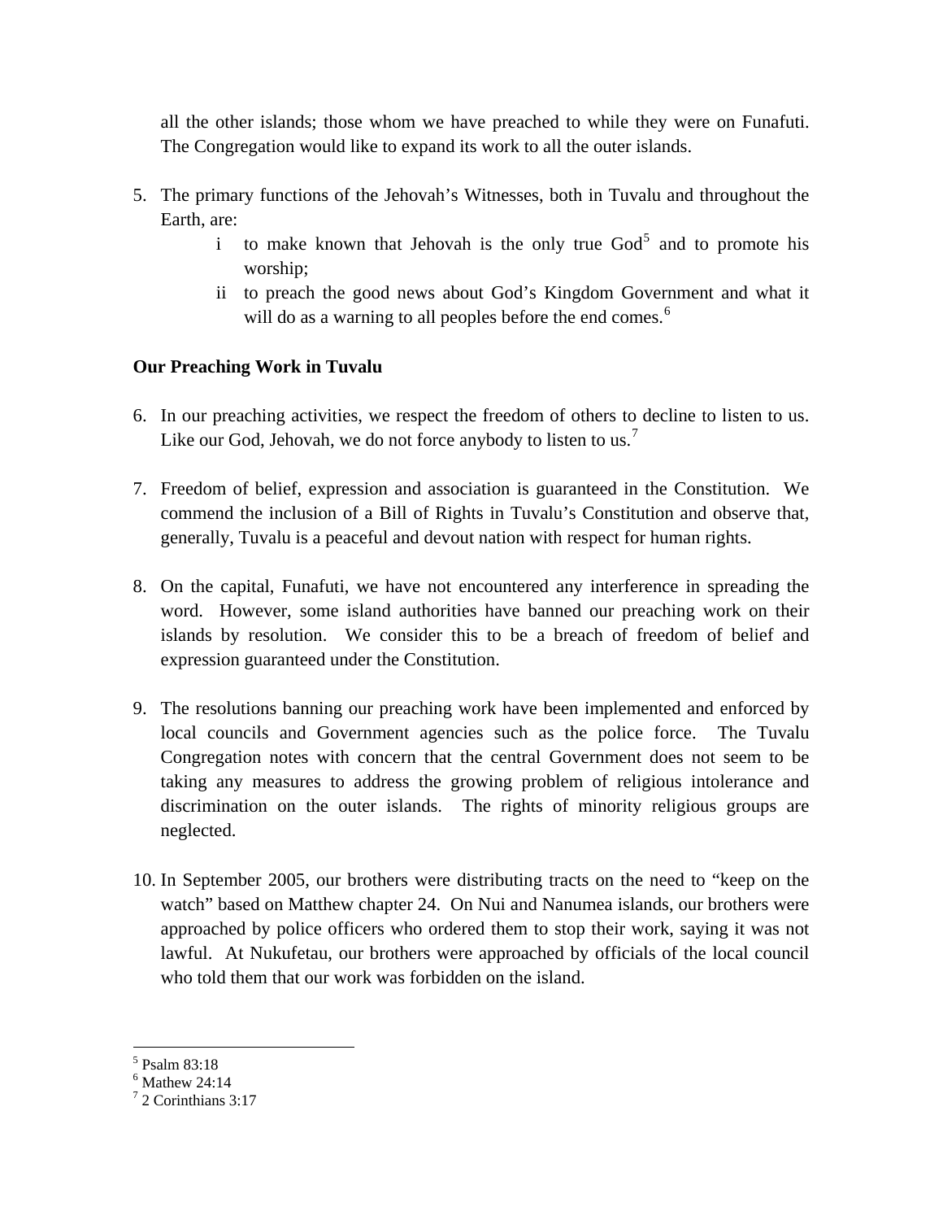all the other islands; those whom we have preached to while they were on Funafuti. The Congregation would like to expand its work to all the outer islands.

5. The primary functions of the Jehovah's Witnesses, both in Tuvalu and throughout the Earth, are:
    i. to make known that Jehovah is the only true God[5] and to promote his worship;
    ii. to preach the good news about God's Kingdom Government and what it will do as a warning to all peoples before the end comes.[6]

**Our Preaching Work in Tuvalu**

6. In our preaching activities, we respect the freedom of others to decline to listen to us. Like our God, Jehovah, we do not force anybody to listen to us.[7]

7. Freedom of belief, expression and association is guaranteed in the Constitution. We commend the inclusion of a Bill of Rights in Tuvalu's Constitution and observe that, generally, Tuvalu is a peaceful and devout nation with respect for human rights.

8. On the capital, Funafuti, we have not encountered any interference in spreading the word. However, some island authorities have banned our preaching work on their islands by resolution. We consider this to be a breach of freedom of belief and expression guaranteed under the Constitution.

9. The resolutions banning our preaching work have been implemented and enforced by local councils and Government agencies such as the police force. The Tuvalu Congregation notes with concern that the central Government does not seem to be taking any measures to address the growing problem of religious intolerance and discrimination on the outer islands. The rights of minority religious groups are neglected.

10. In September 2005, our brothers were distributing tracts on the need to "keep on the watch" based on Matthew chapter 24. On Nui and Nanumea islands, our brothers were approached by police officers who ordered them to stop their work, saying it was not lawful. At Nukufetau, our brothers were approached by officials of the local council who told them that our work was forbidden on the island.

---

[5] Psalm 83:18
[6] Mathew 24:14
[7] 2 Corinthians 3:17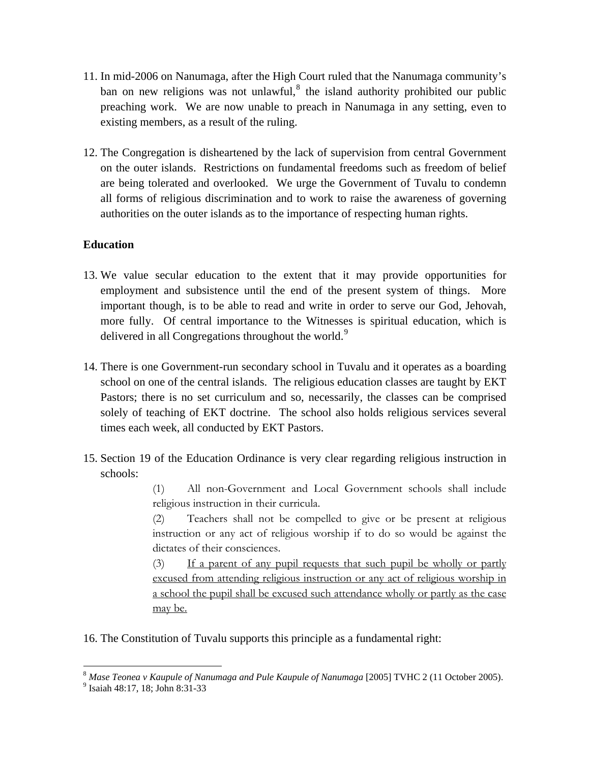11. In mid-2006 on Nanumaga, after the High Court ruled that the Nanumaga community's ban on new religions was not unlawful,[8] the island authority prohibited our public preaching work. We are now unable to preach in Nanumaga in any setting, even to existing members, as a result of the ruling.

12. The Congregation is disheartened by the lack of supervision from central Government on the outer islands. Restrictions on fundamental freedoms such as freedom of belief are being tolerated and overlooked. We urge the Government of Tuvalu to condemn all forms of religious discrimination and to work to raise the awareness of governing authorities on the outer islands as to the importance of respecting human rights.

**Education**

13. We value secular education to the extent that it may provide opportunities for employment and subsistence until the end of the present system of things. More important though, is to be able to read and write in order to serve our God, Jehovah, more fully. Of central importance to the Witnesses is spiritual education, which is delivered in all Congregations throughout the world.[9]

14. There is one Government-run secondary school in Tuvalu and it operates as a boarding school on one of the central islands. The religious education classes are taught by EKT Pastors; there is no set curriculum and so, necessarily, the classes can be comprised solely of teaching of EKT doctrine. The school also holds religious services several times each week, all conducted by EKT Pastors.

15. Section 19 of the Education Ordinance is very clear regarding religious instruction in schools:

    > (1) All non-Government and Local Government schools shall include religious instruction in their curricula.
    >
    > (2) Teachers shall not be compelled to give or be present at religious instruction or any act of religious worship if to do so would be against the dictates of their consciences.
    >
    > (3) <u>If a parent of any pupil requests that such pupil be wholly or partly excused from attending religious instruction or any act of religious worship in a school the pupil shall be excused such attendance wholly or partly as the case may be.</u>

16. The Constitution of Tuvalu supports this principle as a fundamental right:

---

[8] *Mase Teonea v Kaupule of Nanumaga and Pule Kaupule of Nanumaga* [2005] TVHC 2 (11 October 2005).

[9] Isaiah 48:17, 18; John 8:31-33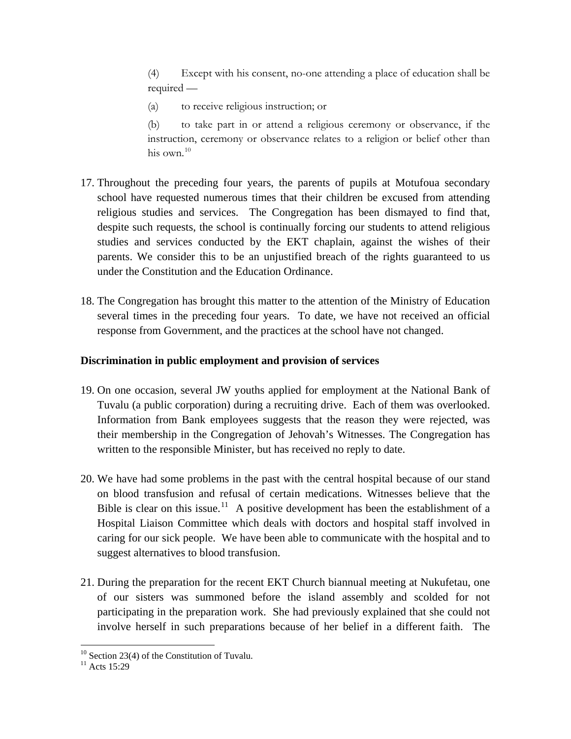> (4) Except with his consent, no-one attending a place of education shall be required —
>
> (a) to receive religious instruction; or
>
> (b) to take part in or attend a religious ceremony or observance, if the instruction, ceremony or observance relates to a religion or belief other than his own.[10]

17. Throughout the preceding four years, the parents of pupils at Motufoua secondary school have requested numerous times that their children be excused from attending religious studies and services. The Congregation has been dismayed to find that, despite such requests, the school is continually forcing our students to attend religious studies and services conducted by the EKT chaplain, against the wishes of their parents. We consider this to be an unjustified breach of the rights guaranteed to us under the Constitution and the Education Ordinance.

18. The Congregation has brought this matter to the attention of the Ministry of Education several times in the preceding four years. To date, we have not received an official response from Government, and the practices at the school have not changed.

**Discrimination in public employment and provision of services**

19. On one occasion, several JW youths applied for employment at the National Bank of Tuvalu (a public corporation) during a recruiting drive. Each of them was overlooked. Information from Bank employees suggests that the reason they were rejected, was their membership in the Congregation of Jehovah's Witnesses. The Congregation has written to the responsible Minister, but has received no reply to date.

20. We have had some problems in the past with the central hospital because of our stand on blood transfusion and refusal of certain medications. Witnesses believe that the Bible is clear on this issue.[11] A positive development has been the establishment of a Hospital Liaison Committee which deals with doctors and hospital staff involved in caring for our sick people. We have been able to communicate with the hospital and to suggest alternatives to blood transfusion.

21. During the preparation for the recent EKT Church biannual meeting at Nukufetau, one of our sisters was summoned before the island assembly and scolded for not participating in the preparation work. She had previously explained that she could not involve herself in such preparations because of her belief in a different faith. The

---

[10] Section 23(4) of the Constitution of Tuvalu.

[11] Acts 15:29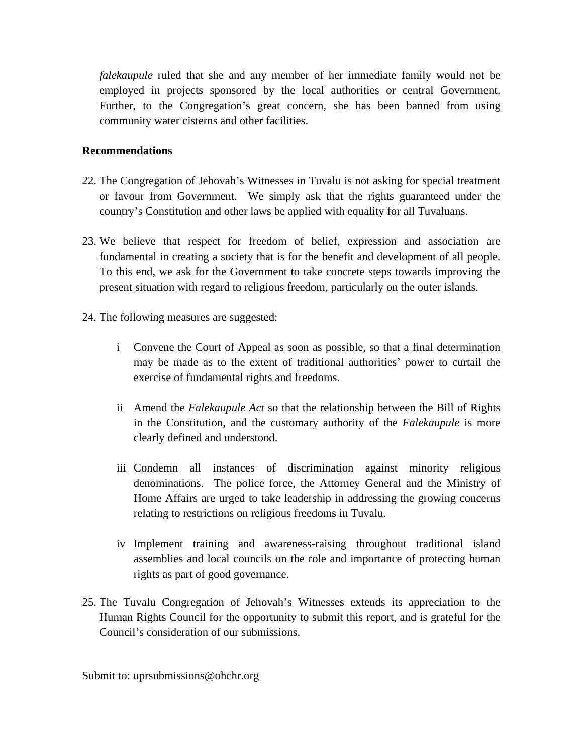*falekaupule* ruled that she and any member of her immediate family would not be employed in projects sponsored by the local authorities or central Government. Further, to the Congregation's great concern, she has been banned from using community water cisterns and other facilities.

**Recommendations**

22. The Congregation of Jehovah's Witnesses in Tuvalu is not asking for special treatment or favour from Government. We simply ask that the rights guaranteed under the country's Constitution and other laws be applied with equality for all Tuvaluans.

23. We believe that respect for freedom of belief, expression and association are fundamental in creating a society that is for the benefit and development of all people. To this end, we ask for the Government to take concrete steps towards improving the present situation with regard to religious freedom, particularly on the outer islands.

24. The following measures are suggested:

    i Convene the Court of Appeal as soon as possible, so that a final determination may be made as to the extent of traditional authorities' power to curtail the exercise of fundamental rights and freedoms.

    ii Amend the *Falekaupule Act* so that the relationship between the Bill of Rights in the Constitution, and the customary authority of the *Falekaupule* is more clearly defined and understood.

    iii Condemn all instances of discrimination against minority religious denominations. The police force, the Attorney General and the Ministry of Home Affairs are urged to take leadership in addressing the growing concerns relating to restrictions on religious freedoms in Tuvalu.

    iv Implement training and awareness-raising throughout traditional island assemblies and local councils on the role and importance of protecting human rights as part of good governance.

25. The Tuvalu Congregation of Jehovah's Witnesses extends its appreciation to the Human Rights Council for the opportunity to submit this report, and is grateful for the Council's consideration of our submissions.

Submit to: uprsubmissions@ohchr.org